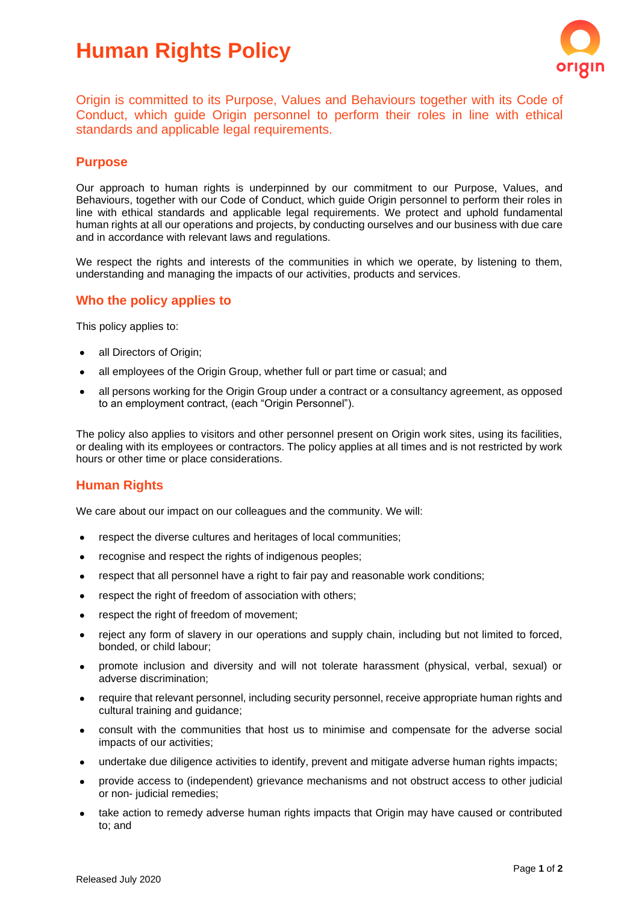# Human Rights Policy

Origin is committed to its Purpose, Values and Behaviours together with its Code of Conduct, which guide Origin personnel to perform their roles in line with ethical standards and applicable legal requirements.

## Purpose

Our approach to human rights is underpinned by our commitment to our Purpose, Values, and Behaviours, together with our Code of Conduct, which guide Origin personnel to perform their roles in line with ethical standards and applicable legal requirements. We protect and uphold fundamental human rights at all our operations and projects, by conducting ourselves and our business with due care and in accordance with relevant laws and regulations.

We respect the rights and interests of the communities in which we operate, by listening to them, understanding and managing the impacts of our activities, products and services.

## Who the policy applies to

This policy applies to:

- all Directors of Origin;
- all employees of the Origin Group, whether full or part time or casual; and
- all persons working for the Origin Group under a contract or a consultancy agreement, as opposed to an employment contract, (each "Origin Personnel").

The policy also applies to visitors and other personnel present on Origin work sites, using its facilities, or dealing with its employees or contractors. The policy applies at all times and is not restricted by work hours or other time or place considerations.

## Human Rights

We care about our impact on our colleagues and the community. We will:

- respect the diverse cultures and heritages of local communities;
- recognise and respect the rights of indigenous peoples;
- respect that all personnel have a right to fair pay and reasonable work conditions;
- respect the right of freedom of association with others;
- respect the right of freedom of movement;
- reject any form of slavery in our operations and supply chain, including but not limited to forced, bonded, or child labour;
- promote inclusion and diversity and will not tolerate harassment (physical, verbal, sexual) or adverse discrimination;
- require that relevant personnel, including security personnel, receive appropriate human rights and cultural training and guidance;
- consult with the communities that host us to minimise and compensate for the adverse social impacts of our activities;
- undertake due diligence activities to identify, prevent and mitigate adverse human rights impacts;
- provide access to (independent) grievance mechanisms and not obstruct access to other judicial or non- judicial remedies;
- take action to remedy adverse human rights impacts that Origin may have caused or contributed to; and

Released July 2020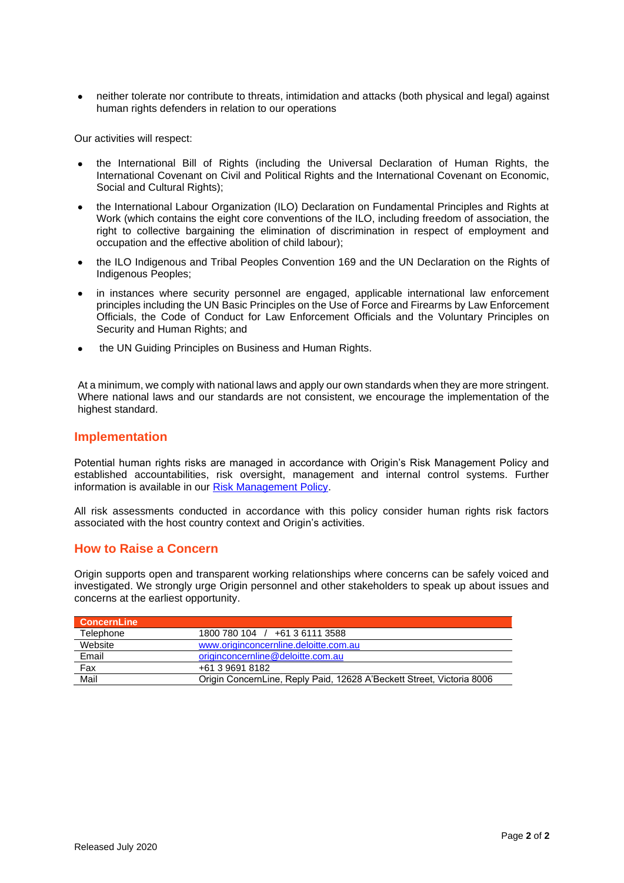- neither tolerate nor contribute to threats, intimidation and attacks (both physical and legal) against human rights defenders in relation to our operations

Our activities will respect:

- the International Bill of Rights (including the Universal Declaration of Human Rights, the International Covenant on Civil and Political Rights and the International Covenant on Economic, Social and Cultural Rights);
- the International Labour Organization (ILO) Declaration on Fundamental Principles and Rights at Work (which contains the eight core conventions of the ILO, including freedom of association, the right to collective bargaining the elimination of discrimination in respect of employment and occupation and the effective abolition of child labour);
- the ILO Indigenous and Tribal Peoples Convention 169 and the UN Declaration on the Rights of Indigenous Peoples;
- in instances where security personnel are engaged, applicable international law enforcement principles including the UN Basic Principles on the Use of Force and Firearms by Law Enforcement Officials, the Code of Conduct for Law Enforcement Officials and the Voluntary Principles on Security and Human Rights; and
- the UN Guiding Principles on Business and Human Rights.

At a minimum, we comply with national laws and apply our own standards when they are more stringent. Where national laws and our standards are not consistent, we encourage the implementation of the highest standard.

## Implementation

Potential human rights risks are managed in accordance with Origin's Risk Management Policy and established accountabilities, risk oversight, management and internal control systems. Further information is available in our Risk Management Policy.

All risk assessments conducted in accordance with this policy consider human rights risk factors associated with the host country context and Origin's activities.

## How to Raise a Concern

Origin supports open and transparent working relationships where concerns can be safely voiced and investigated. We strongly urge Origin personnel and other stakeholders to speak up about issues and concerns at the earliest opportunity.

| **ConcernLine** | |
|---|---|
| Telephone | 1800 780 104 / +61 3 6111 3588 |
| Website | www.originconcernline.deloitte.com.au |
| Email | originconcernline@deloitte.com.au |
| Fax | +61 3 9691 8182 |
| Mail | Origin ConcernLine, Reply Paid, 12628 A'Beckett Street, Victoria 8006 |

Released July 2020